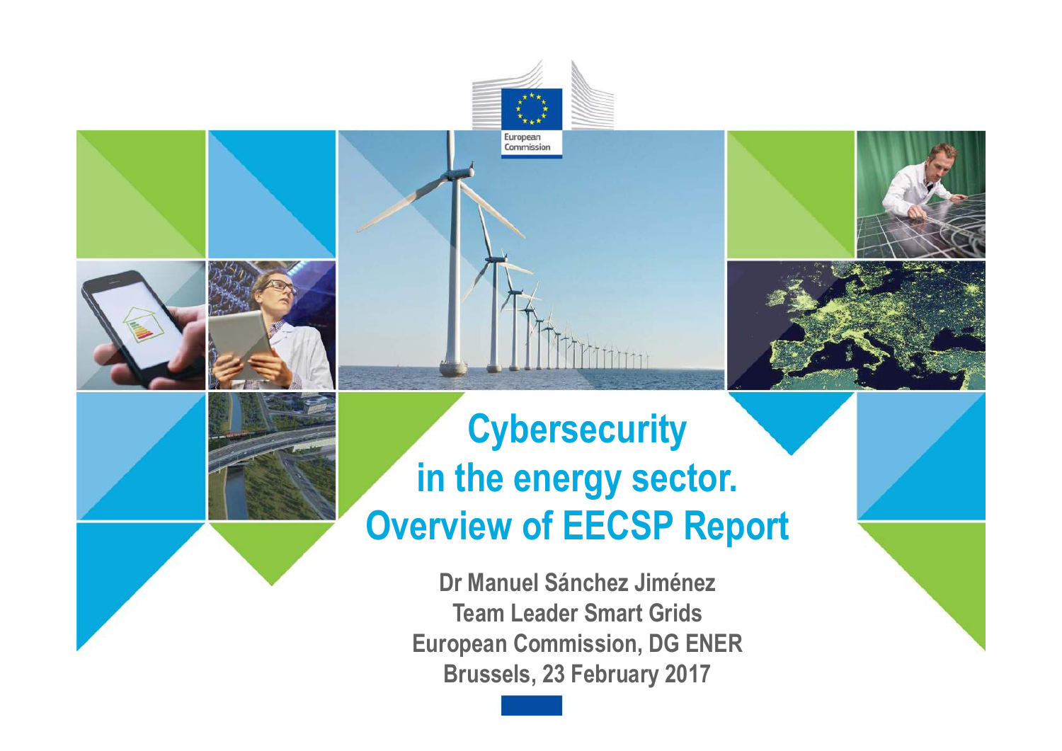# Cybersecurity in the energy sector. Overview of EECSP Report

**Dr Manuel Sánchez Jiménez**
**Team Leader Smart Grids**
**European Commission, DG ENER**
**Brussels, 23 February 2017**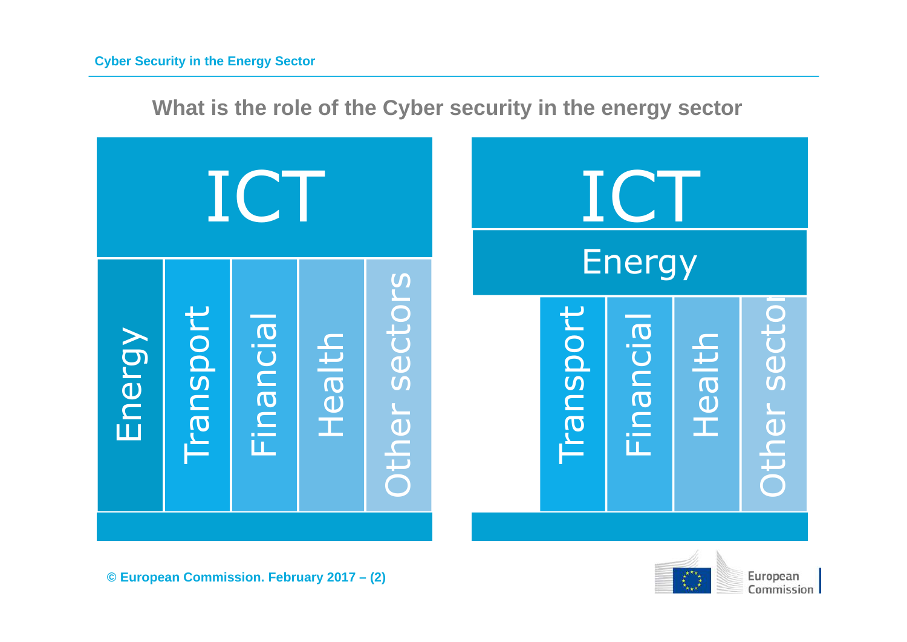## What is the role of the Cyber security in the energy sector

ICT

Energy | Transport | Financial | Health | Other sectors

ICT

Energy

Transport | Financial | Health | Other sectors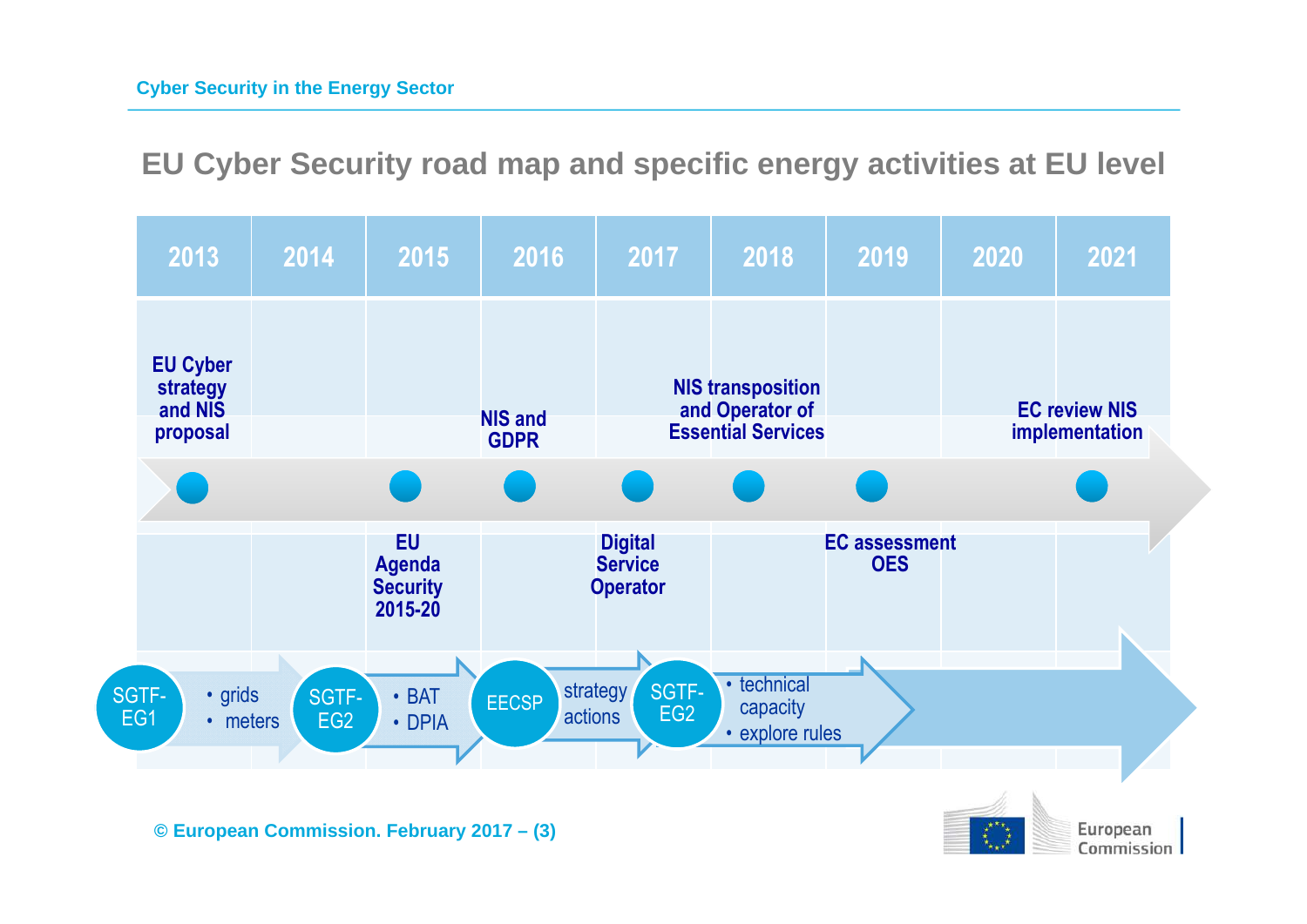Cyber Security in the Energy Sector

## EU Cyber Security road map and specific energy activities at EU level

| 2013 | 2014 | 2015 | 2016 | 2017 | 2018 | 2019 | 2020 | 2021 |
|---|---|---|---|---|---|---|---|---|
| EU Cyber strategy and NIS proposal | | | NIS and GDPR | | NIS transposition and Operator of Essential Services | | | EC review NIS implementation |
| | | EU Agenda Security 2015-20 | | Digital Service Operator | | EC assessment OES | | |

- SGTF-EG1
  - grids
  - meters
- SGTF-EG2
  - BAT
  - DPIA
- EECSP
  - strategy actions
- SGTF-EG2
  - technical capacity
  - explore rules

© European Commission. February 2017 – (3)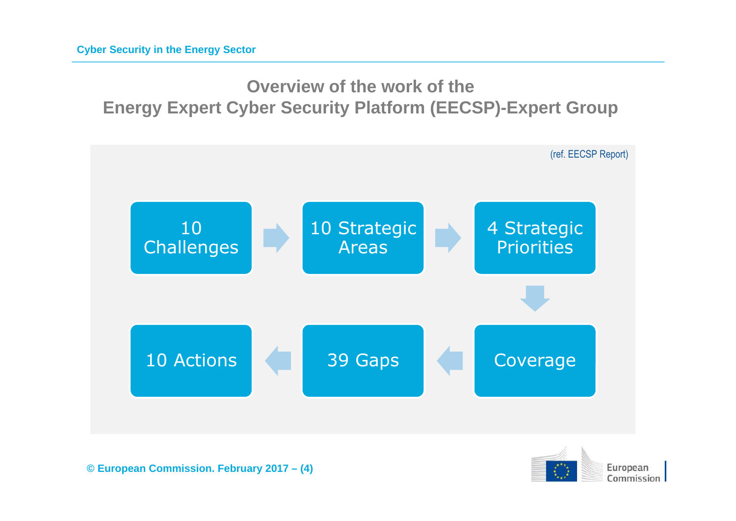## Overview of the work of the Energy Expert Cyber Security Platform (EECSP)-Expert Group

(ref. EECSP Report)

10 Challenges → 10 Strategic Areas → 4 Strategic Priorities → Coverage → 39 Gaps → 10 Actions

© European Commission. February 2017 – (4)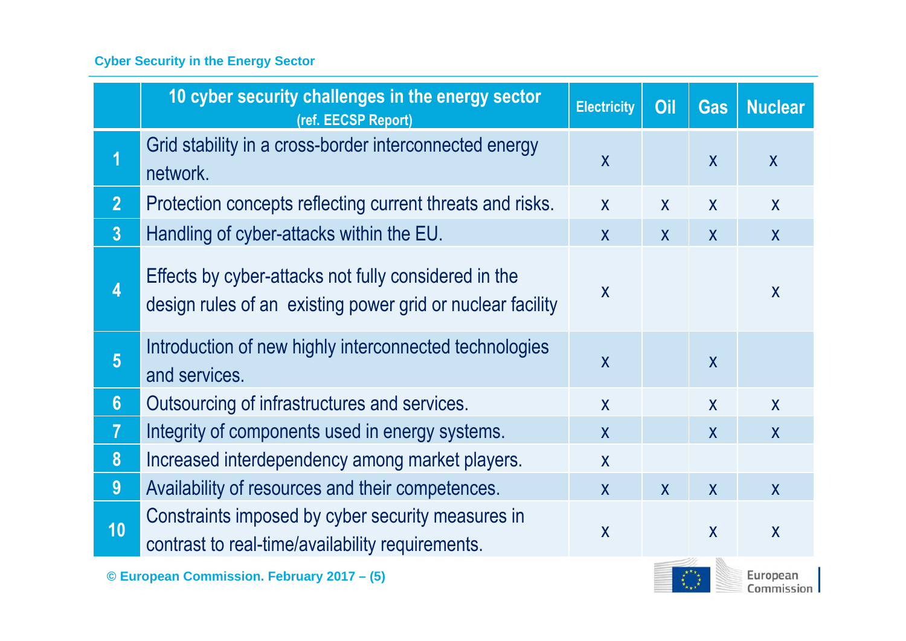## Cyber Security in the Energy Sector

| | 10 cyber security challenges in the energy sector (ref. EECSP Report) | Electricity | Oil | Gas | Nuclear |
|---|---|---|---|---|---|
| 1 | Grid stability in a cross-border interconnected energy network. | x | | x | x |
| 2 | Protection concepts reflecting current threats and risks. | x | x | x | x |
| 3 | Handling of cyber-attacks within the EU. | x | x | x | x |
| 4 | Effects by cyber-attacks not fully considered in the design rules of an existing power grid or nuclear facility | x | | | x |
| 5 | Introduction of new highly interconnected technologies and services. | x | | x | |
| 6 | Outsourcing of infrastructures and services. | x | | x | x |
| 7 | Integrity of components used in energy systems. | x | | x | x |
| 8 | Increased interdependency among market players. | x | | | |
| 9 | Availability of resources and their competences. | x | x | x | x |
| 10 | Constraints imposed by cyber security measures in contrast to real-time/availability requirements. | x | | x | x |

© European Commission. February 2017 – (5)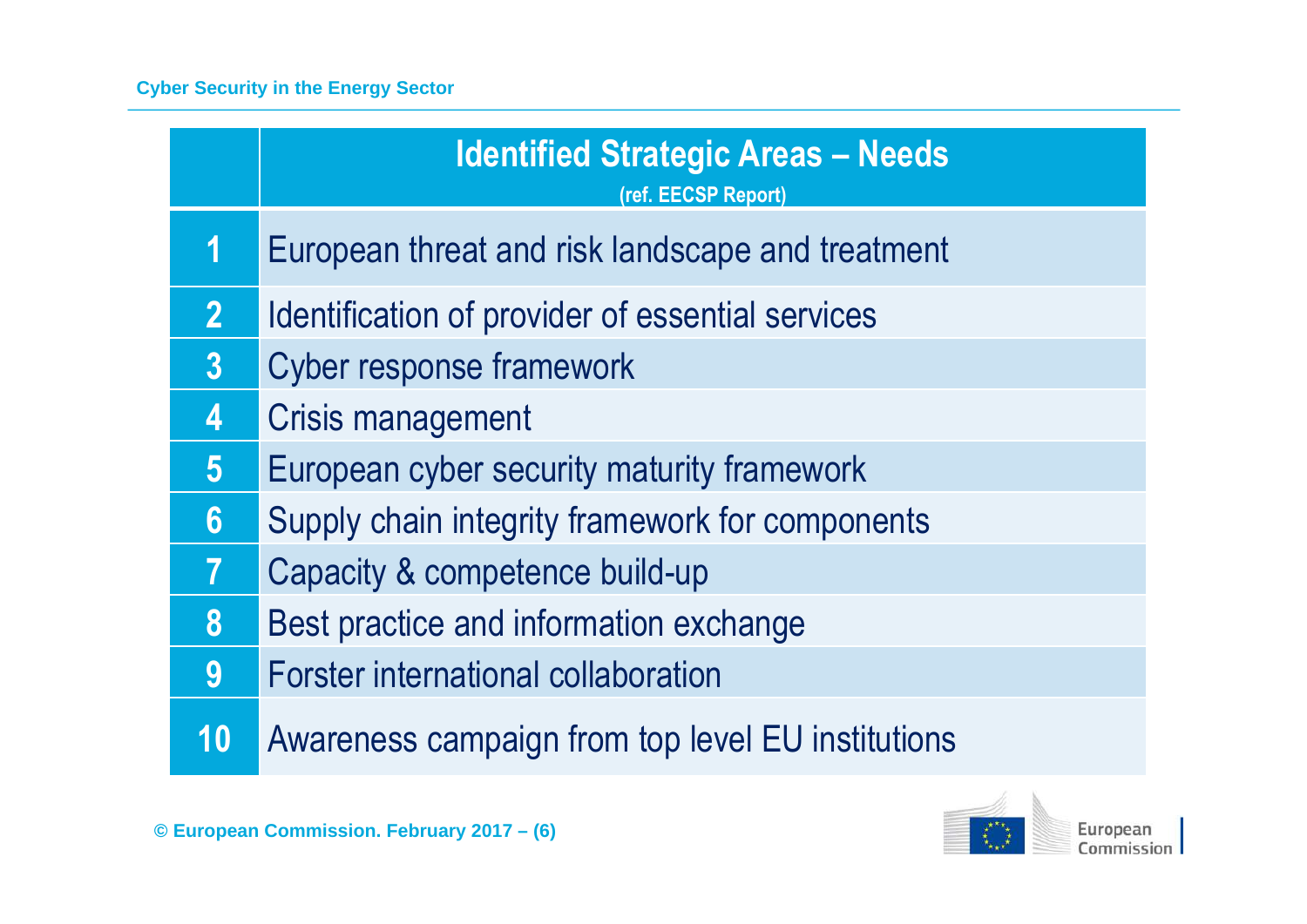| | Identified Strategic Areas – Needs (ref. EECSP Report) |
|---|---|
| 1 | European threat and risk landscape and treatment |
| 2 | Identification of provider of essential services |
| 3 | Cyber response framework |
| 4 | Crisis management |
| 5 | European cyber security maturity framework |
| 6 | Supply chain integrity framework for components |
| 7 | Capacity & competence build-up |
| 8 | Best practice and information exchange |
| 9 | Forster international collaboration |
| 10 | Awareness campaign from top level EU institutions |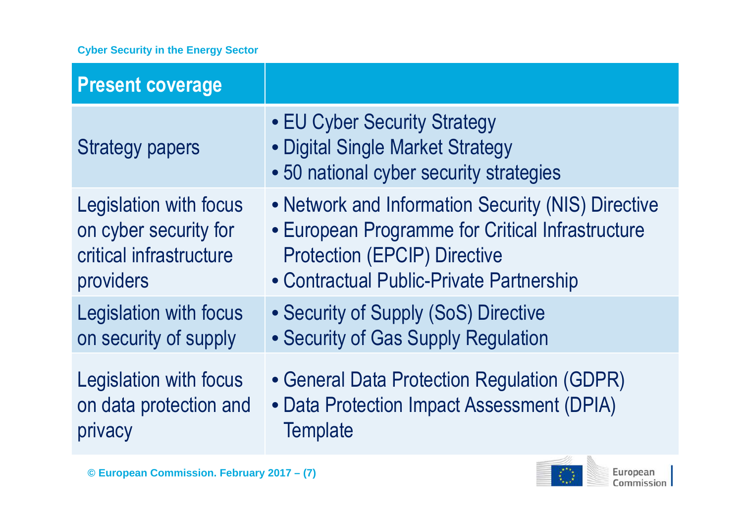| Present coverage | |
|---|---|
| Strategy papers | • EU Cyber Security Strategy<br>• Digital Single Market Strategy<br>• 50 national cyber security strategies |
| Legislation with focus on cyber security for critical infrastructure providers | • Network and Information Security (NIS) Directive<br>• European Programme for Critical Infrastructure Protection (EPCIP) Directive<br>• Contractual Public-Private Partnership |
| Legislation with focus on security of supply | • Security of Supply (SoS) Directive<br>• Security of Gas Supply Regulation |
| Legislation with focus on data protection and privacy | • General Data Protection Regulation (GDPR)<br>• Data Protection Impact Assessment (DPIA) Template |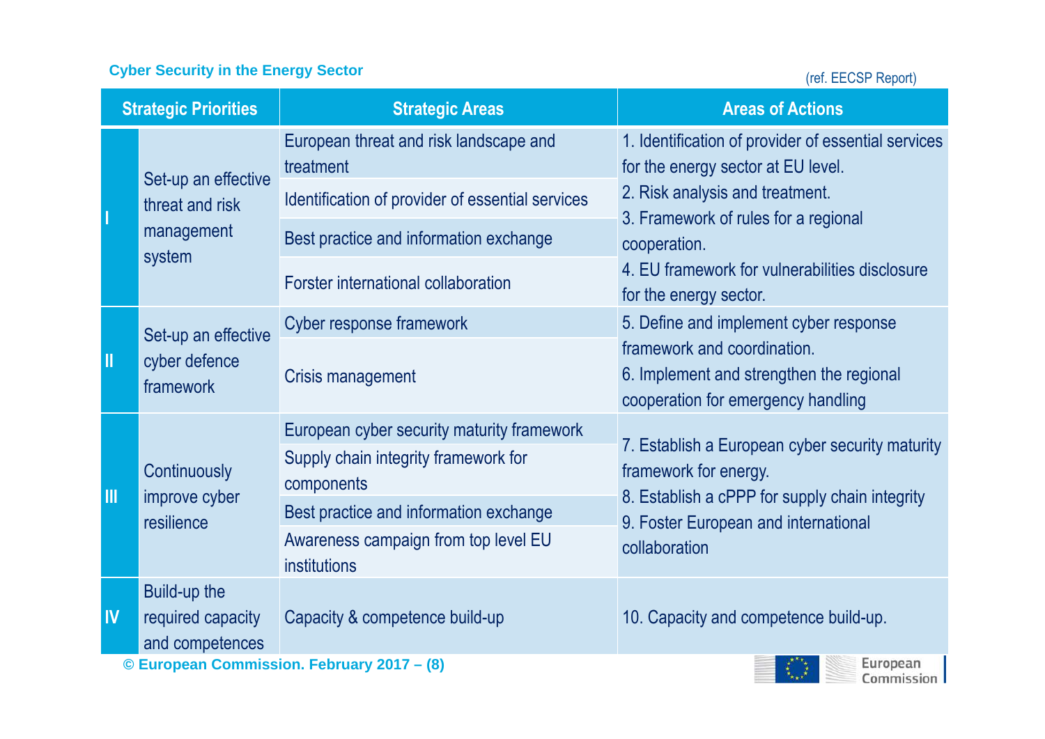**Cyber Security in the Energy Sector**

(ref. EECSP Report)

| Strategic Priorities | | Strategic Areas | Areas of Actions |
|---|---|---|---|
| I | Set-up an effective threat and risk management system | European threat and risk landscape and treatment | 1. Identification of provider of essential services for the energy sector at EU level.<br>2. Risk analysis and treatment.<br>3. Framework of rules for a regional cooperation.<br>4. EU framework for vulnerabilities disclosure for the energy sector. |
| | | Identification of provider of essential services | |
| | | Best practice and information exchange | |
| | | Forster international collaboration | |
| II | Set-up an effective cyber defence framework | Cyber response framework | 5. Define and implement cyber response framework and coordination.<br>6. Implement and strengthen the regional cooperation for emergency handling |
| | | Crisis management | |
| III | Continuously improve cyber resilience | European cyber security maturity framework | 7. Establish a European cyber security maturity framework for energy.<br>8. Establish a cPPP for supply chain integrity<br>9. Foster European and international collaboration |
| | | Supply chain integrity framework for components | |
| | | Best practice and information exchange | |
| | | Awareness campaign from top level EU institutions | |
| IV | Build-up the required capacity and competences | Capacity & competence build-up | 10. Capacity and competence build-up. |

**© European Commission. February 2017 – (8)**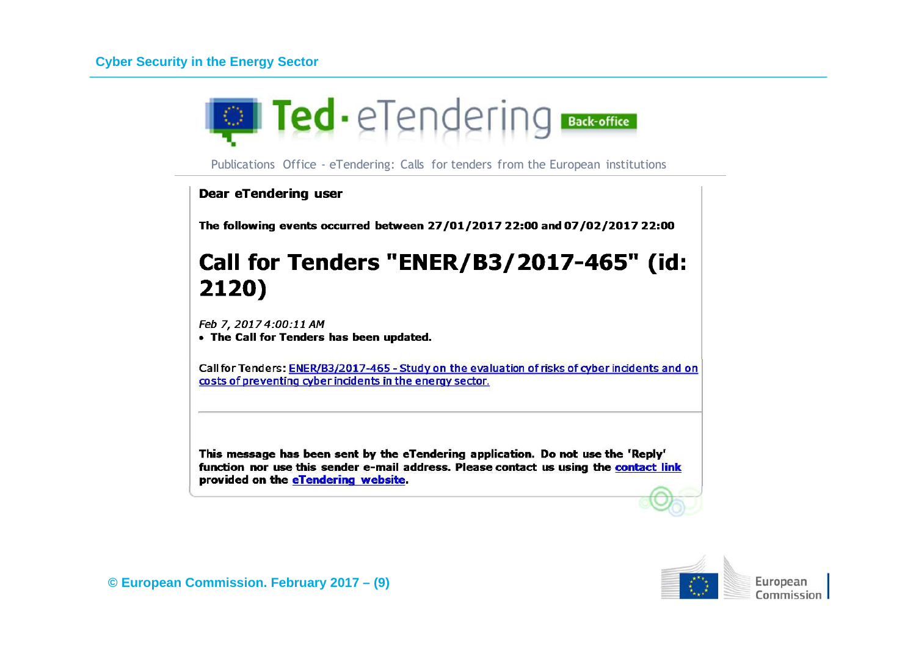**Ted · eTendering** Back-office

Publications Office - eTendering: Calls for tenders from the European institutions

**Dear eTendering user**

**The following events occurred between 27/01/2017 22:00 and 07/02/2017 22:00**

# Call for Tenders "ENER/B3/2017-465" (id: 2120)

*Feb 7, 2017 4:00:11 AM*

- **The Call for Tenders has been updated.**

Call for Tenders: ENER/B3/2017-465 - Study on the evaluation of risks of cyber incidents and on costs of preventing cyber incidents in the energy sector.

**This message has been sent by the eTendering application. Do not use the 'Reply' function nor use this sender e-mail address. Please contact us using the contact link provided on the eTendering website.**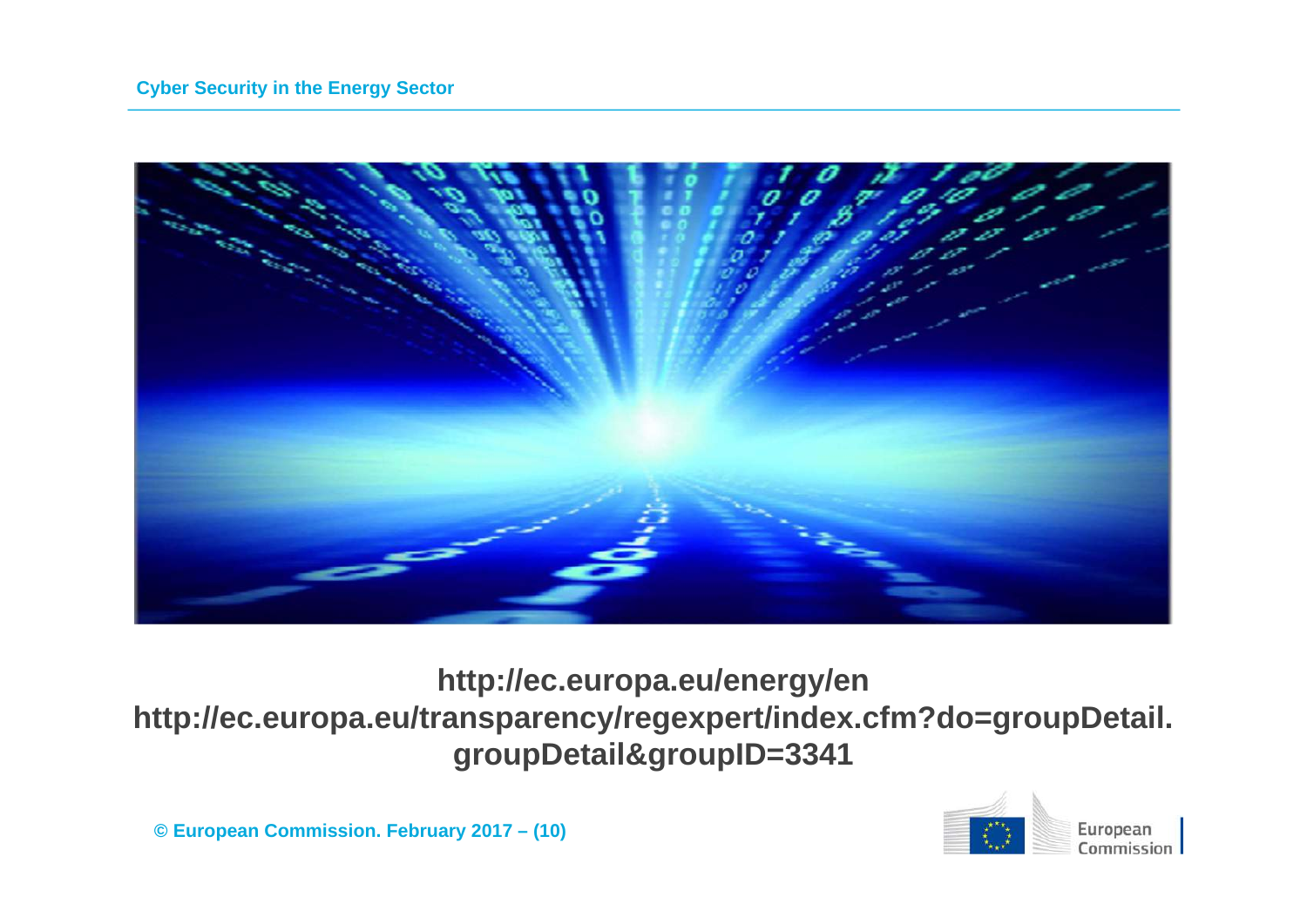http://ec.europa.eu/energy/en

http://ec.europa.eu/transparency/regexpert/index.cfm?do=groupDetail.groupDetail&groupID=3341

**© European Commission. February 2017 – (10)**